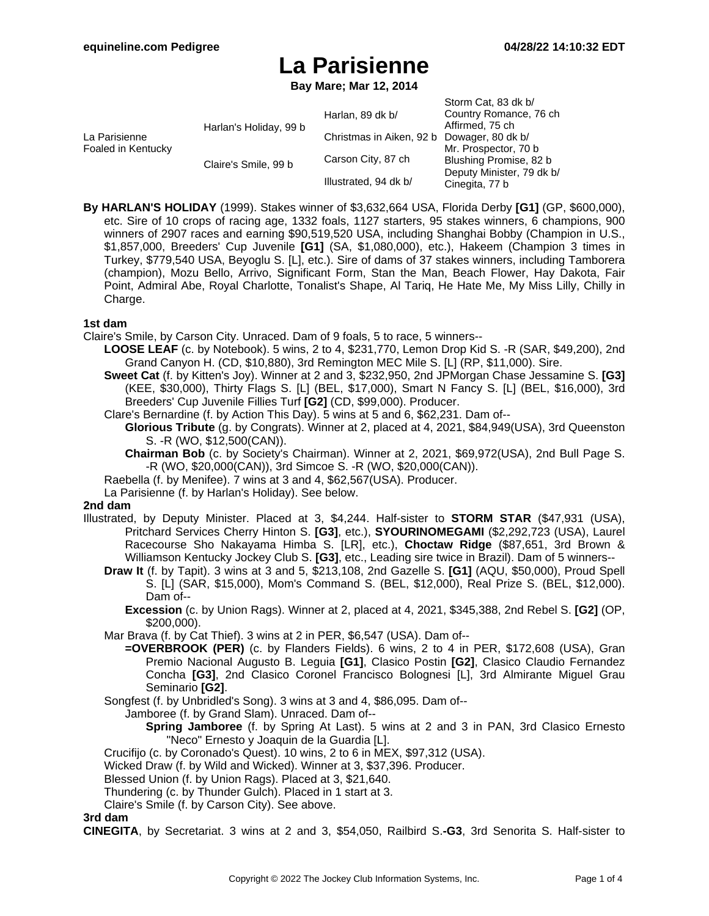# La Parisienne

**Bay Mare; Mar 12, 2014**

| | | | |
|---|---|---|---|
| La Parisienne<br>Foaled in Kentucky | Harlan's Holiday, 99 b | Harlan, 89 dk b/ | Storm Cat, 83 dk b/ |
| | | | Country Romance, 76 ch |
| | | Christmas in Aiken, 92 b | Affirmed, 75 ch |
| | | | Dowager, 80 dk b/ |
| | Claire's Smile, 99 b | Carson City, 87 ch | Mr. Prospector, 70 b |
| | | | Blushing Promise, 82 b |
| | | Illustrated, 94 dk b/ | Deputy Minister, 79 dk b/ |
| | | | Cinegita, 77 b |

**By HARLAN'S HOLIDAY** (1999). Stakes winner of $3,632,664 USA, Florida Derby **[G1]** (GP, $600,000), etc. Sire of 10 crops of racing age, 1332 foals, 1127 starters, 95 stakes winners, 6 champions, 900 winners of 2907 races and earning $90,519,520 USA, including Shanghai Bobby (Champion in U.S., $1,857,000, Breeders' Cup Juvenile **[G1]** (SA, $1,080,000), etc.), Hakeem (Champion 3 times in Turkey, $779,540 USA, Beyoglu S. [L], etc.). Sire of dams of 37 stakes winners, including Tamborera (champion), Mozu Bello, Arrivo, Significant Form, Stan the Man, Beach Flower, Hay Dakota, Fair Point, Admiral Abe, Royal Charlotte, Tonalist's Shape, Al Tariq, He Hate Me, My Miss Lilly, Chilly in Charge.

**1st dam**

Claire's Smile, by Carson City. Unraced. Dam of 9 foals, 5 to race, 5 winners--

- **LOOSE LEAF** (c. by Notebook). 5 wins, 2 to 4, $231,770, Lemon Drop Kid S. -R (SAR, $49,200), 2nd Grand Canyon H. (CD, $10,880), 3rd Remington MEC Mile S. [L] (RP, $11,000). Sire.
- **Sweet Cat** (f. by Kitten's Joy). Winner at 2 and 3, $232,950, 2nd JPMorgan Chase Jessamine S. **[G3]** (KEE, $30,000), Thirty Flags S. [L] (BEL, $17,000), Smart N Fancy S. [L] (BEL, $16,000), 3rd Breeders' Cup Juvenile Fillies Turf **[G2]** (CD, $99,000). Producer.
- Clare's Bernardine (f. by Action This Day). 5 wins at 5 and 6, $62,231. Dam of--
  - **Glorious Tribute** (g. by Congrats). Winner at 2, placed at 4, 2021, $84,949(USA), 3rd Queenston S. -R (WO, $12,500(CAN)).
  - **Chairman Bob** (c. by Society's Chairman). Winner at 2, 2021, $69,972(USA), 2nd Bull Page S. -R (WO, $20,000(CAN)), 3rd Simcoe S. -R (WO, $20,000(CAN)).
- Raebella (f. by Menifee). 7 wins at 3 and 4, $62,567(USA). Producer.
- La Parisienne (f. by Harlan's Holiday). See below.

**2nd dam**

Illustrated, by Deputy Minister. Placed at 3, $4,244. Half-sister to **STORM STAR** ($47,931 (USA), Pritchard Services Cherry Hinton S. **[G3]**, etc.), **SYOURINOMEGAMI** ($2,292,723 (USA), Laurel Racecourse Sho Nakayama Himba S. [LR], etc.), **Choctaw Ridge** ($87,651, 3rd Brown & Williamson Kentucky Jockey Club S. **[G3]**, etc., Leading sire twice in Brazil). Dam of 5 winners--

- **Draw It** (f. by Tapit). 3 wins at 3 and 5, $213,108, 2nd Gazelle S. **[G1]** (AQU, $50,000), Proud Spell S. [L] (SAR, $15,000), Mom's Command S. (BEL, $12,000), Real Prize S. (BEL, $12,000). Dam of--
  - **Excession** (c. by Union Rags). Winner at 2, placed at 4, 2021, $345,388, 2nd Rebel S. **[G2]** (OP, $200,000).
- Mar Brava (f. by Cat Thief). 3 wins at 2 in PER, $6,547 (USA). Dam of--
  - **=OVERBROOK (PER)** (c. by Flanders Fields). 6 wins, 2 to 4 in PER, $172,608 (USA), Gran Premio Nacional Augusto B. Leguia **[G1]**, Clasico Postin **[G2]**, Clasico Claudio Fernandez Concha **[G3]**, 2nd Clasico Coronel Francisco Bolognesi [L], 3rd Almirante Miguel Grau Seminario **[G2]**.
- Songfest (f. by Unbridled's Song). 3 wins at 3 and 4, $86,095. Dam of--
  - Jamboree (f. by Grand Slam). Unraced. Dam of--
    - **Spring Jamboree** (f. by Spring At Last). 5 wins at 2 and 3 in PAN, 3rd Clasico Ernesto "Neco" Ernesto y Joaquin de la Guardia [L].
- Crucifijo (c. by Coronado's Quest). 10 wins, 2 to 6 in MEX, $97,312 (USA).
- Wicked Draw (f. by Wild and Wicked). Winner at 3, $37,396. Producer.
- Blessed Union (f. by Union Rags). Placed at 3, $21,640.
- Thundering (c. by Thunder Gulch). Placed in 1 start at 3.
- Claire's Smile (f. by Carson City). See above.

**3rd dam**

**CINEGITA**, by Secretariat. 3 wins at 2 and 3, $54,050, Railbird S.**-G3**, 3rd Senorita S. Half-sister to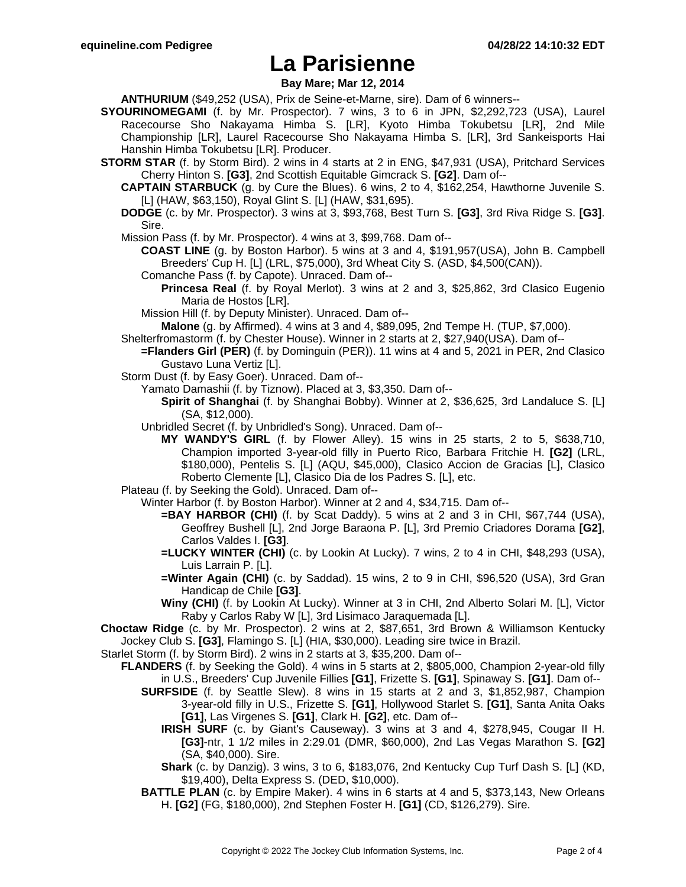# La Parisienne

**Bay Mare; Mar 12, 2014**

**ANTHURIUM** ($49,252 (USA), Prix de Seine-et-Marne, sire). Dam of 6 winners--

**SYOURINOMEGAMI** (f. by Mr. Prospector). 7 wins, 3 to 6 in JPN, $2,292,723 (USA), Laurel Racecourse Sho Nakayama Himba S. [LR], Kyoto Himba Tokubetsu [LR], 2nd Mile Championship [LR], Laurel Racecourse Sho Nakayama Himba S. [LR], 3rd Sankeisports Hai Hanshin Himba Tokubetsu [LR]. Producer.

**STORM STAR** (f. by Storm Bird). 2 wins in 4 starts at 2 in ENG, $47,931 (USA), Pritchard Services Cherry Hinton S. **[G3]**, 2nd Scottish Equitable Gimcrack S. **[G2]**. Dam of--

**CAPTAIN STARBUCK** (g. by Cure the Blues). 6 wins, 2 to 4, $162,254, Hawthorne Juvenile S. [L] (HAW, $63,150), Royal Glint S. [L] (HAW, $31,695).

**DODGE** (c. by Mr. Prospector). 3 wins at 3, $93,768, Best Turn S. **[G3]**, 3rd Riva Ridge S. **[G3]**. Sire.

Mission Pass (f. by Mr. Prospector). 4 wins at 3, $99,768. Dam of--

**COAST LINE** (g. by Boston Harbor). 5 wins at 3 and 4, $191,957(USA), John B. Campbell Breeders' Cup H. [L] (LRL, $75,000), 3rd Wheat City S. (ASD, $4,500(CAN)).

Comanche Pass (f. by Capote). Unraced. Dam of--

**Princesa Real** (f. by Royal Merlot). 3 wins at 2 and 3, $25,862, 3rd Clasico Eugenio Maria de Hostos [LR].

Mission Hill (f. by Deputy Minister). Unraced. Dam of--

**Malone** (g. by Affirmed). 4 wins at 3 and 4, $89,095, 2nd Tempe H. (TUP, $7,000).

Shelterfromastorm (f. by Chester House). Winner in 2 starts at 2, $27,940(USA). Dam of--

**=Flanders Girl (PER)** (f. by Dominguin (PER)). 11 wins at 4 and 5, 2021 in PER, 2nd Clasico Gustavo Luna Vertiz [L].

Storm Dust (f. by Easy Goer). Unraced. Dam of--

Yamato Damashii (f. by Tiznow). Placed at 3, $3,350. Dam of--

**Spirit of Shanghai** (f. by Shanghai Bobby). Winner at 2, $36,625, 3rd Landaluce S. [L] (SA, $12,000).

Unbridled Secret (f. by Unbridled's Song). Unraced. Dam of--

**MY WANDY'S GIRL** (f. by Flower Alley). 15 wins in 25 starts, 2 to 5, $638,710, Champion imported 3-year-old filly in Puerto Rico, Barbara Fritchie H. **[G2]** (LRL, $180,000), Pentelis S. [L] (AQU, $45,000), Clasico Accion de Gracias [L], Clasico Roberto Clemente [L], Clasico Dia de los Padres S. [L], etc.

Plateau (f. by Seeking the Gold). Unraced. Dam of--

Winter Harbor (f. by Boston Harbor). Winner at 2 and 4, $34,715. Dam of--

**=BAY HARBOR (CHI)** (f. by Scat Daddy). 5 wins at 2 and 3 in CHI, $67,744 (USA), Geoffrey Bushell [L], 2nd Jorge Baraona P. [L], 3rd Premio Criadores Dorama **[G2]**, Carlos Valdes I. **[G3]**.

**=LUCKY WINTER (CHI)** (c. by Lookin At Lucky). 7 wins, 2 to 4 in CHI, $48,293 (USA), Luis Larrain P. [L].

**=Winter Again (CHI)** (c. by Saddad). 15 wins, 2 to 9 in CHI, $96,520 (USA), 3rd Gran Handicap de Chile **[G3]**.

**Winy (CHI)** (f. by Lookin At Lucky). Winner at 3 in CHI, 2nd Alberto Solari M. [L], Victor Raby y Carlos Raby W [L], 3rd Lisimaco Jaraquemada [L].

**Choctaw Ridge** (c. by Mr. Prospector). 2 wins at 2, $87,651, 3rd Brown & Williamson Kentucky Jockey Club S. **[G3]**, Flamingo S. [L] (HIA, $30,000). Leading sire twice in Brazil.

Starlet Storm (f. by Storm Bird). 2 wins in 2 starts at 3, $35,200. Dam of--

**FLANDERS** (f. by Seeking the Gold). 4 wins in 5 starts at 2, $805,000, Champion 2-year-old filly in U.S., Breeders' Cup Juvenile Fillies **[G1]**, Frizette S. **[G1]**, Spinaway S. **[G1]**. Dam of--

**SURFSIDE** (f. by Seattle Slew). 8 wins in 15 starts at 2 and 3, $1,852,987, Champion 3-year-old filly in U.S., Frizette S. **[G1]**, Hollywood Starlet S. **[G1]**, Santa Anita Oaks **[G1]**, Las Virgenes S. **[G1]**, Clark H. **[G2]**, etc. Dam of--

**IRISH SURF** (c. by Giant's Causeway). 3 wins at 3 and 4, $278,945, Cougar II H. **[G3]**-ntr, 1 1/2 miles in 2:29.01 (DMR, $60,000), 2nd Las Vegas Marathon S. **[G2]** (SA, $40,000). Sire.

**Shark** (c. by Danzig). 3 wins, 3 to 6, $183,076, 2nd Kentucky Cup Turf Dash S. [L] (KD, $19,400), Delta Express S. (DED, $10,000).

**BATTLE PLAN** (c. by Empire Maker). 4 wins in 6 starts at 4 and 5, $373,143, New Orleans H. **[G2]** (FG, $180,000), 2nd Stephen Foster H. **[G1]** (CD, $126,279). Sire.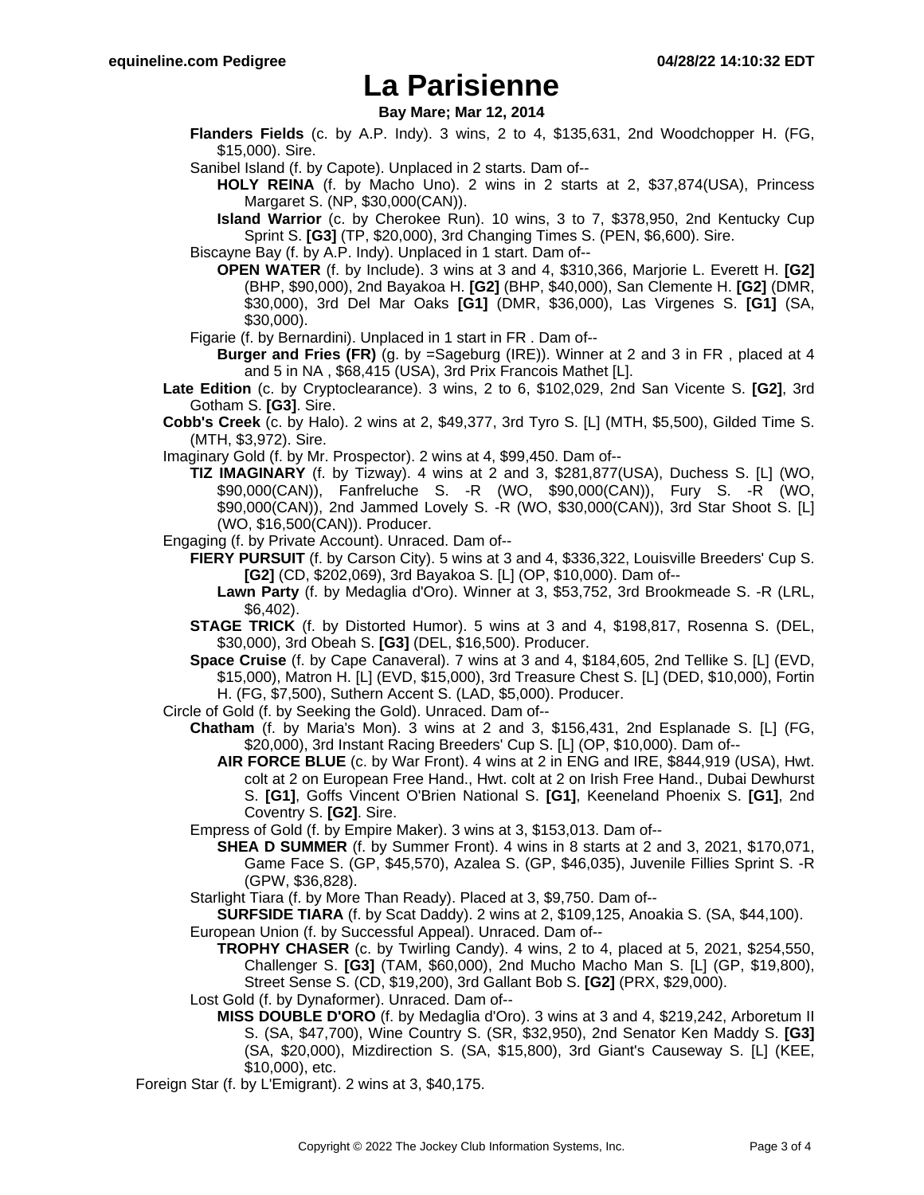**Flanders Fields** (c. by A.P. Indy). 3 wins, 2 to 4, $135,631, 2nd Woodchopper H. (FG, $15,000). Sire.

Sanibel Island (f. by Capote). Unplaced in 2 starts. Dam of--

**HOLY REINA** (f. by Macho Uno). 2 wins in 2 starts at 2, $37,874(USA), Princess Margaret S. (NP, $30,000(CAN)).

**Island Warrior** (c. by Cherokee Run). 10 wins, 3 to 7, $378,950, 2nd Kentucky Cup Sprint S. **[G3]** (TP, $20,000), 3rd Changing Times S. (PEN, $6,600). Sire.

Biscayne Bay (f. by A.P. Indy). Unplaced in 1 start. Dam of--

**OPEN WATER** (f. by Include). 3 wins at 3 and 4, $310,366, Marjorie L. Everett H. **[G2]** (BHP, $90,000), 2nd Bayakoa H. **[G2]** (BHP, $40,000), San Clemente H. **[G2]** (DMR, $30,000), 3rd Del Mar Oaks **[G1]** (DMR, $36,000), Las Virgenes S. **[G1]** (SA, $30,000).

Figarie (f. by Bernardini). Unplaced in 1 start in FR . Dam of--

**Burger and Fries (FR)** (g. by =Sageburg (IRE)). Winner at 2 and 3 in FR , placed at 4 and 5 in NA , $68,415 (USA), 3rd Prix Francois Mathet [L].

**Late Edition** (c. by Cryptoclearance). 3 wins, 2 to 6, $102,029, 2nd San Vicente S. **[G2]**, 3rd Gotham S. **[G3]**. Sire.

**Cobb's Creek** (c. by Halo). 2 wins at 2, $49,377, 3rd Tyro S. [L] (MTH, $5,500), Gilded Time S. (MTH, $3,972). Sire.

Imaginary Gold (f. by Mr. Prospector). 2 wins at 4, $99,450. Dam of--

**TIZ IMAGINARY** (f. by Tizway). 4 wins at 2 and 3, $281,877(USA), Duchess S. [L] (WO, $90,000(CAN)), Fanfreluche S. -R (WO, $90,000(CAN)), Fury S. -R (WO, $90,000(CAN)), 2nd Jammed Lovely S. -R (WO, $30,000(CAN)), 3rd Star Shoot S. [L] (WO, $16,500(CAN)). Producer.

Engaging (f. by Private Account). Unraced. Dam of--

**FIERY PURSUIT** (f. by Carson City). 5 wins at 3 and 4, $336,322, Louisville Breeders' Cup S. **[G2]** (CD, $202,069), 3rd Bayakoa S. [L] (OP, $10,000). Dam of--

**Lawn Party** (f. by Medaglia d'Oro). Winner at 3, $53,752, 3rd Brookmeade S. -R (LRL, $6,402).

**STAGE TRICK** (f. by Distorted Humor). 5 wins at 3 and 4, $198,817, Rosenna S. (DEL, $30,000), 3rd Obeah S. **[G3]** (DEL, $16,500). Producer.

**Space Cruise** (f. by Cape Canaveral). 7 wins at 3 and 4, $184,605, 2nd Tellike S. [L] (EVD, $15,000), Matron H. [L] (EVD, $15,000), 3rd Treasure Chest S. [L] (DED, $10,000), Fortin H. (FG, $7,500), Suthern Accent S. (LAD, $5,000). Producer.

Circle of Gold (f. by Seeking the Gold). Unraced. Dam of--

**Chatham** (f. by Maria's Mon). 3 wins at 2 and 3, $156,431, 2nd Esplanade S. [L] (FG, $20,000), 3rd Instant Racing Breeders' Cup S. [L] (OP, $10,000). Dam of--

**AIR FORCE BLUE** (c. by War Front). 4 wins at 2 in ENG and IRE, $844,919 (USA), Hwt. colt at 2 on European Free Hand., Hwt. colt at 2 on Irish Free Hand., Dubai Dewhurst S. **[G1]**, Goffs Vincent O'Brien National S. **[G1]**, Keeneland Phoenix S. **[G1]**, 2nd Coventry S. **[G2]**. Sire.

Empress of Gold (f. by Empire Maker). 3 wins at 3, $153,013. Dam of--

**SHEA D SUMMER** (f. by Summer Front). 4 wins in 8 starts at 2 and 3, 2021, $170,071, Game Face S. (GP, $45,570), Azalea S. (GP, $46,035), Juvenile Fillies Sprint S. -R (GPW, $36,828).

Starlight Tiara (f. by More Than Ready). Placed at 3, $9,750. Dam of--

**SURFSIDE TIARA** (f. by Scat Daddy). 2 wins at 2, $109,125, Anoakia S. (SA, $44,100).

European Union (f. by Successful Appeal). Unraced. Dam of--

**TROPHY CHASER** (c. by Twirling Candy). 4 wins, 2 to 4, placed at 5, 2021, $254,550, Challenger S. **[G3]** (TAM, $60,000), 2nd Mucho Macho Man S. [L] (GP, $19,800), Street Sense S. (CD, $19,200), 3rd Gallant Bob S. **[G2]** (PRX, $29,000).

Lost Gold (f. by Dynaformer). Unraced. Dam of--

**MISS DOUBLE D'ORO** (f. by Medaglia d'Oro). 3 wins at 3 and 4, $219,242, Arboretum II S. (SA, $47,700), Wine Country S. (SR, $32,950), 2nd Senator Ken Maddy S. **[G3]** (SA, $20,000), Mizdirection S. (SA, $15,800), 3rd Giant's Causeway S. [L] (KEE, $10,000), etc.

Foreign Star (f. by L'Emigrant). 2 wins at 3, $40,175.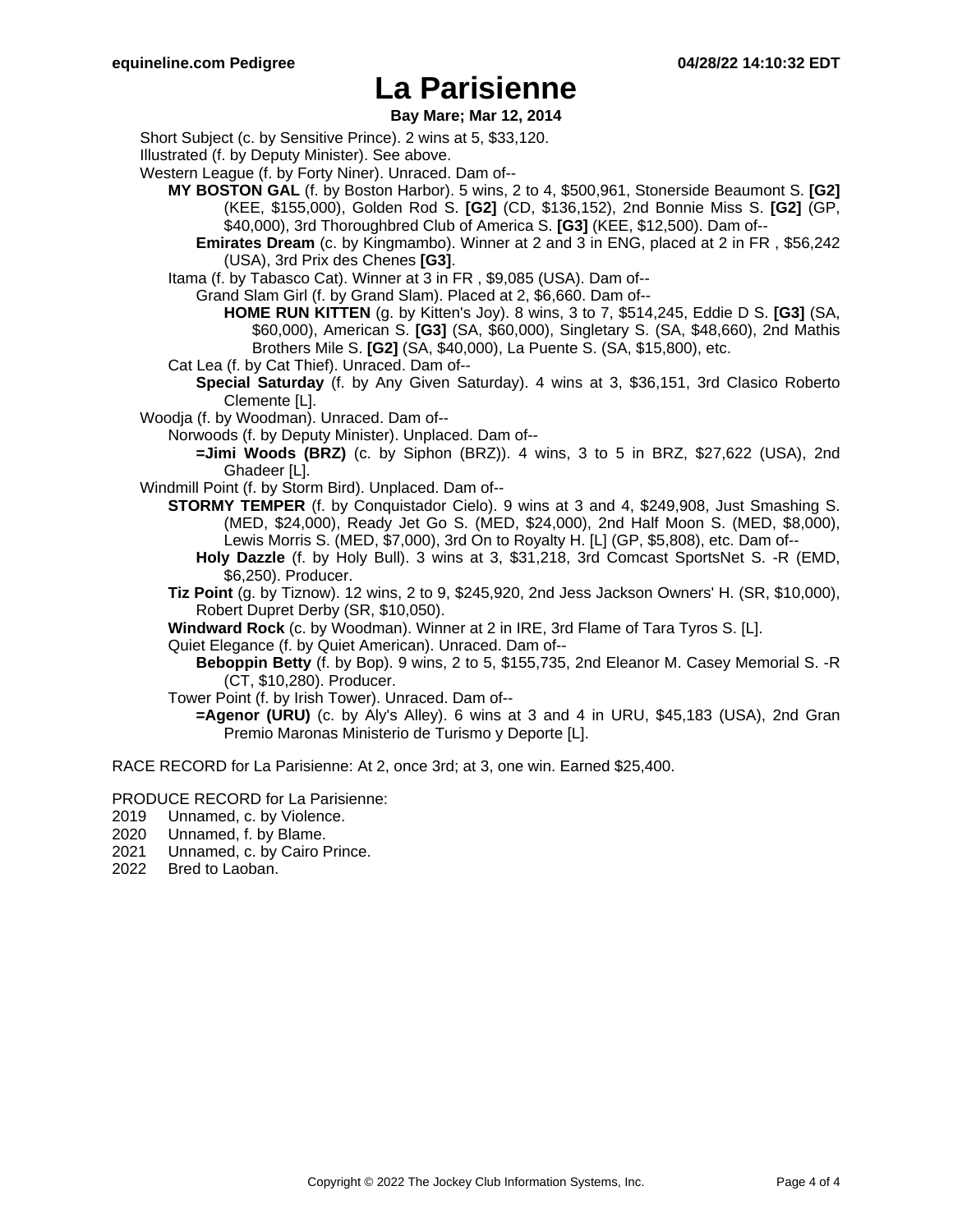# La Parisienne

**Bay Mare; Mar 12, 2014**

Short Subject (c. by Sensitive Prince). 2 wins at 5, $33,120.
Illustrated (f. by Deputy Minister). See above.
Western League (f. by Forty Niner). Unraced. Dam of--
- **MY BOSTON GAL** (f. by Boston Harbor). 5 wins, 2 to 4, $500,961, Stonerside Beaumont S. **[G2]** (KEE, $155,000), Golden Rod S. **[G2]** (CD, $136,152), 2nd Bonnie Miss S. **[G2]** (GP, $40,000), 3rd Thoroughbred Club of America S. **[G3]** (KEE, $12,500). Dam of--
  - **Emirates Dream** (c. by Kingmambo). Winner at 2 and 3 in ENG, placed at 2 in FR , $56,242 (USA), 3rd Prix des Chenes **[G3]**.
- Itama (f. by Tabasco Cat). Winner at 3 in FR , $9,085 (USA). Dam of--
  - Grand Slam Girl (f. by Grand Slam). Placed at 2, $6,660. Dam of--
    - **HOME RUN KITTEN** (g. by Kitten's Joy). 8 wins, 3 to 7, $514,245, Eddie D S. **[G3]** (SA, $60,000), American S. **[G3]** (SA, $60,000), Singletary S. (SA, $48,660), 2nd Mathis Brothers Mile S. **[G2]** (SA, $40,000), La Puente S. (SA, $15,800), etc.
- Cat Lea (f. by Cat Thief). Unraced. Dam of--
  - **Special Saturday** (f. by Any Given Saturday). 4 wins at 3, $36,151, 3rd Clasico Roberto Clemente [L].

Woodja (f. by Woodman). Unraced. Dam of--
- Norwoods (f. by Deputy Minister). Unplaced. Dam of--
  - **=Jimi Woods (BRZ)** (c. by Siphon (BRZ)). 4 wins, 3 to 5 in BRZ, $27,622 (USA), 2nd Ghadeer [L].

Windmill Point (f. by Storm Bird). Unplaced. Dam of--
- **STORMY TEMPER** (f. by Conquistador Cielo). 9 wins at 3 and 4, $249,908, Just Smashing S. (MED, $24,000), Ready Jet Go S. (MED, $24,000), 2nd Half Moon S. (MED, $8,000), Lewis Morris S. (MED, $7,000), 3rd On to Royalty H. [L] (GP, $5,808), etc. Dam of--
  - **Holy Dazzle** (f. by Holy Bull). 3 wins at 3, $31,218, 3rd Comcast SportsNet S. -R (EMD, $6,250). Producer.
- **Tiz Point** (g. by Tiznow). 12 wins, 2 to 9, $245,920, 2nd Jess Jackson Owners' H. (SR, $10,000), Robert Dupret Derby (SR, $10,050).
- **Windward Rock** (c. by Woodman). Winner at 2 in IRE, 3rd Flame of Tara Tyros S. [L].
- Quiet Elegance (f. by Quiet American). Unraced. Dam of--
  - **Beboppin Betty** (f. by Bop). 9 wins, 2 to 5, $155,735, 2nd Eleanor M. Casey Memorial S. -R (CT, $10,280). Producer.
- Tower Point (f. by Irish Tower). Unraced. Dam of--
  - **=Agenor (URU)** (c. by Aly's Alley). 6 wins at 3 and 4 in URU, $45,183 (USA), 2nd Gran Premio Maronas Ministerio de Turismo y Deporte [L].

RACE RECORD for La Parisienne: At 2, once 3rd; at 3, one win. Earned $25,400.

PRODUCE RECORD for La Parisienne:

2019 Unnamed, c. by Violence.
2020 Unnamed, f. by Blame.
2021 Unnamed, c. by Cairo Prince.
2022 Bred to Laoban.